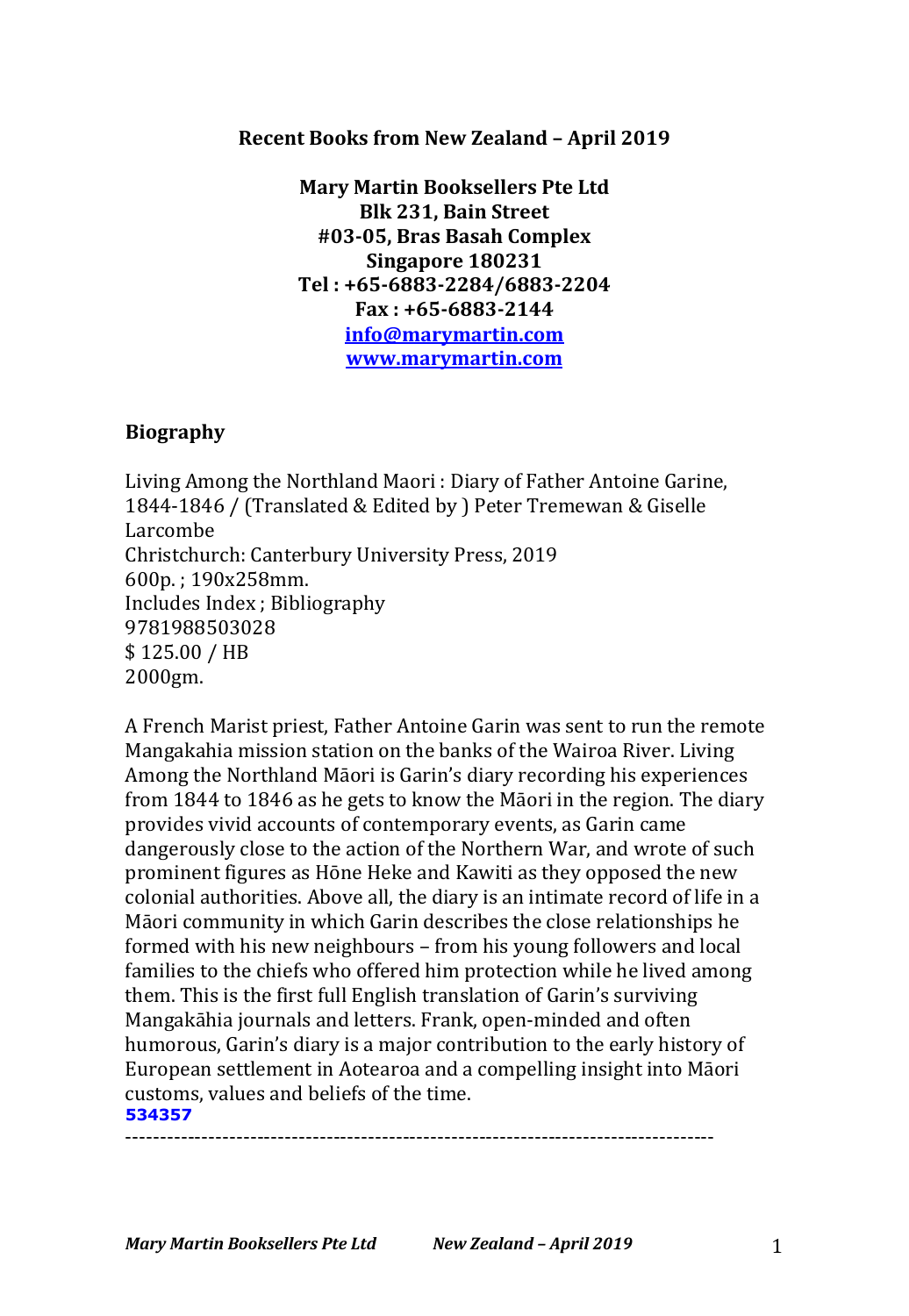**Recent Books from New Zealand – April 2019**

**Mary Martin Booksellers Pte Ltd**
**Blk 231, Bain Street**
**#03-05, Bras Basah Complex**
**Singapore 180231**
**Tel : +65-6883-2284/6883-2204**
**Fax : +65-6883-2144**
**info@marymartin.com**
**www.marymartin.com**

## Biography

Living Among the Northland Maori : Diary of Father Antoine Garine, 1844-1846 / (Translated & Edited by ) Peter Tremewan & Giselle Larcombe
Christchurch: Canterbury University Press, 2019
600p. ; 190x258mm.
Includes Index ; Bibliography
9781988503028
$ 125.00 / HB
2000gm.

A French Marist priest, Father Antoine Garin was sent to run the remote Mangakahia mission station on the banks of the Wairoa River. Living Among the Northland Māori is Garin's diary recording his experiences from 1844 to 1846 as he gets to know the Māori in the region. The diary provides vivid accounts of contemporary events, as Garin came dangerously close to the action of the Northern War, and wrote of such prominent figures as Hōne Heke and Kawiti as they opposed the new colonial authorities. Above all, the diary is an intimate record of life in a Māori community in which Garin describes the close relationships he formed with his new neighbours – from his young followers and local families to the chiefs who offered him protection while he lived among them. This is the first full English translation of Garin's surviving Mangakāhia journals and letters. Frank, open-minded and often humorous, Garin's diary is a major contribution to the early history of European settlement in Aotearoa and a compelling insight into Māori customs, values and beliefs of the time.
**534357**

-----------------------------------------------------------------------------------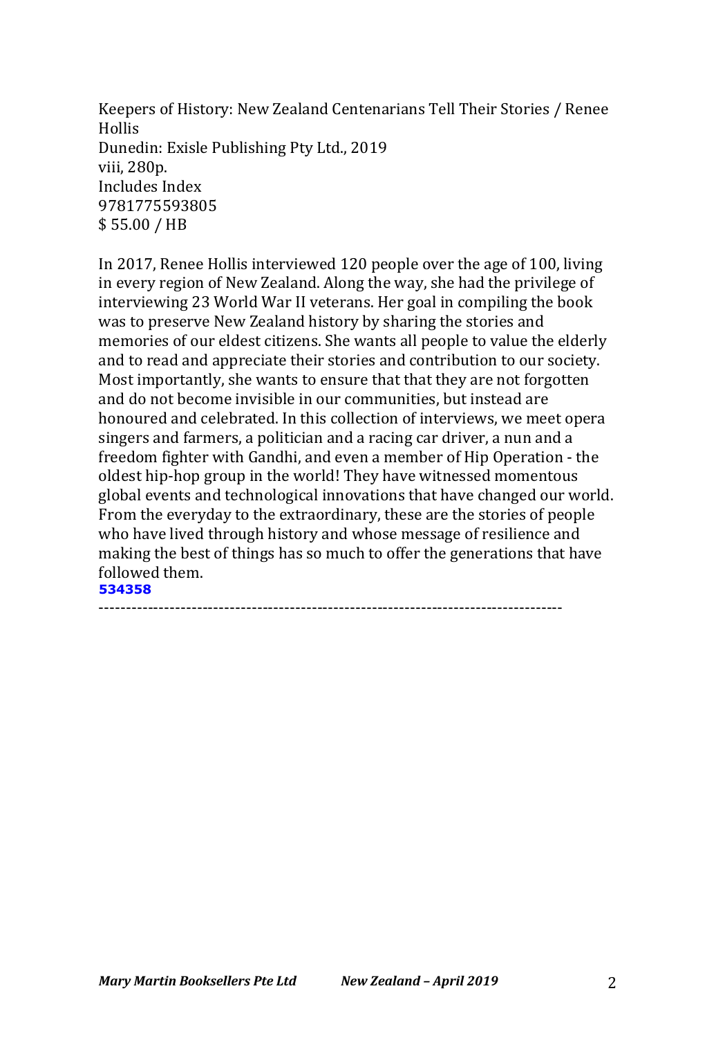Keepers of History: New Zealand Centenarians Tell Their Stories / Renee Hollis
Dunedin: Exisle Publishing Pty Ltd., 2019
viii, 280p.
Includes Index
9781775593805
$ 55.00 / HB

In 2017, Renee Hollis interviewed 120 people over the age of 100, living in every region of New Zealand. Along the way, she had the privilege of interviewing 23 World War II veterans. Her goal in compiling the book was to preserve New Zealand history by sharing the stories and memories of our eldest citizens. She wants all people to value the elderly and to read and appreciate their stories and contribution to our society. Most importantly, she wants to ensure that that they are not forgotten and do not become invisible in our communities, but instead are honoured and celebrated. In this collection of interviews, we meet opera singers and farmers, a politician and a racing car driver, a nun and a freedom fighter with Gandhi, and even a member of Hip Operation - the oldest hip-hop group in the world! They have witnessed momentous global events and technological innovations that have changed our world. From the everyday to the extraordinary, these are the stories of people who have lived through history and whose message of resilience and making the best of things has so much to offer the generations that have followed them.

**534358**

---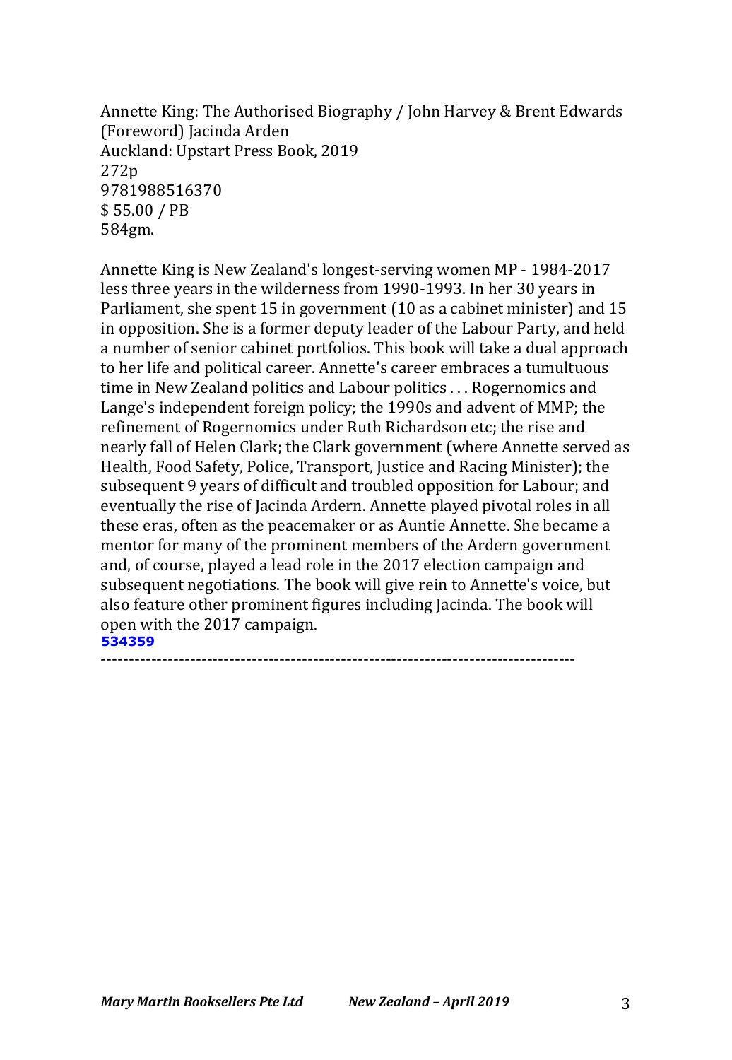Annette King: The Authorised Biography / John Harvey & Brent Edwards
(Foreword) Jacinda Arden
Auckland: Upstart Press Book, 2019
272p
9781988516370
$ 55.00 / PB
584gm.

Annette King is New Zealand's longest-serving women MP - 1984-2017 less three years in the wilderness from 1990-1993. In her 30 years in Parliament, she spent 15 in government (10 as a cabinet minister) and 15 in opposition. She is a former deputy leader of the Labour Party, and held a number of senior cabinet portfolios. This book will take a dual approach to her life and political career. Annette's career embraces a tumultuous time in New Zealand politics and Labour politics . . . Rogernomics and Lange's independent foreign policy; the 1990s and advent of MMP; the refinement of Rogernomics under Ruth Richardson etc; the rise and nearly fall of Helen Clark; the Clark government (where Annette served as Health, Food Safety, Police, Transport, Justice and Racing Minister); the subsequent 9 years of difficult and troubled opposition for Labour; and eventually the rise of Jacinda Ardern. Annette played pivotal roles in all these eras, often as the peacemaker or as Auntie Annette. She became a mentor for many of the prominent members of the Ardern government and, of course, played a lead role in the 2017 election campaign and subsequent negotiations. The book will give rein to Annette's voice, but also feature other prominent figures including Jacinda. The book will open with the 2017 campaign.
**534359**

-----------------------------------------------------------------------------------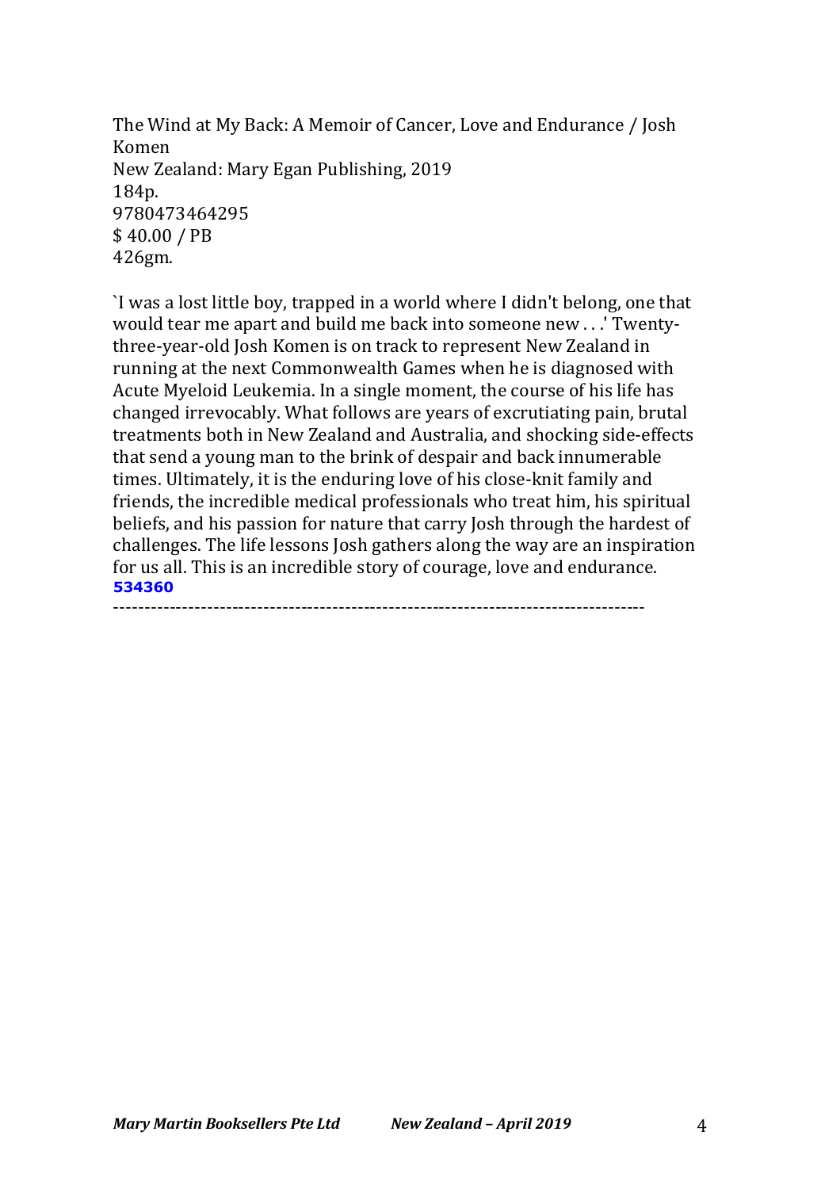The Wind at My Back: A Memoir of Cancer, Love and Endurance / Josh Komen
New Zealand: Mary Egan Publishing, 2019
184p.
9780473464295
$ 40.00 / PB
426gm.

`I was a lost little boy, trapped in a world where I didn't belong, one that would tear me apart and build me back into someone new . . .' Twenty-three-year-old Josh Komen is on track to represent New Zealand in running at the next Commonwealth Games when he is diagnosed with Acute Myeloid Leukemia. In a single moment, the course of his life has changed irrevocably. What follows are years of excrutiating pain, brutal treatments both in New Zealand and Australia, and shocking side-effects that send a young man to the brink of despair and back innumerable times. Ultimately, it is the enduring love of his close-knit family and friends, the incredible medical professionals who treat him, his spiritual beliefs, and his passion for nature that carry Josh through the hardest of challenges. The life lessons Josh gathers along the way are an inspiration for us all. This is an incredible story of courage, love and endurance.
**534360**

-----------------------------------------------------------------------------------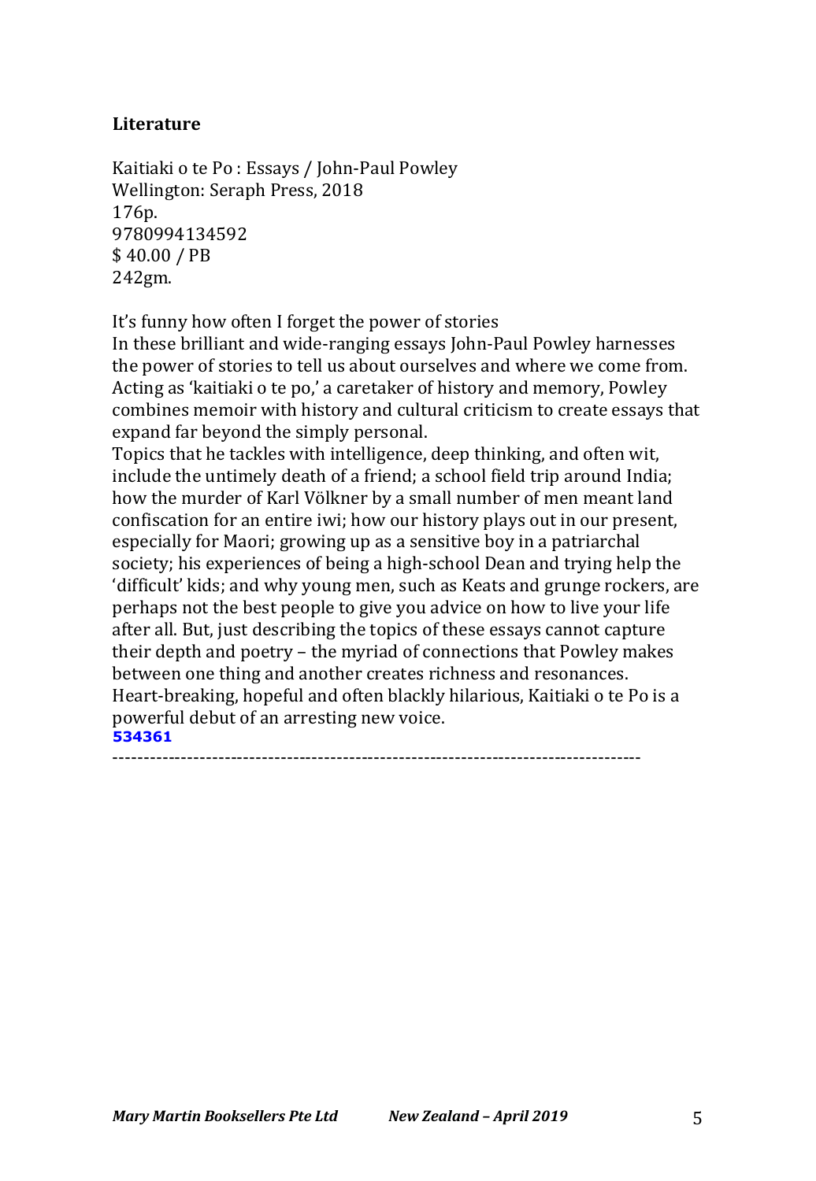**Literature**

Kaitiaki o te Po : Essays / John-Paul Powley  
Wellington: Seraph Press, 2018  
176p.  
9780994134592  
$ 40.00 / PB  
242gm.

It's funny how often I forget the power of stories  
In these brilliant and wide-ranging essays John-Paul Powley harnesses the power of stories to tell us about ourselves and where we come from. Acting as 'kaitiaki o te po,' a caretaker of history and memory, Powley combines memoir with history and cultural criticism to create essays that expand far beyond the simply personal.  
Topics that he tackles with intelligence, deep thinking, and often wit, include the untimely death of a friend; a school field trip around India; how the murder of Karl Völkner by a small number of men meant land confiscation for an entire iwi; how our history plays out in our present, especially for Maori; growing up as a sensitive boy in a patriarchal society; his experiences of being a high-school Dean and trying help the 'difficult' kids; and why young men, such as Keats and grunge rockers, are perhaps not the best people to give you advice on how to live your life after all. But, just describing the topics of these essays cannot capture their depth and poetry – the myriad of connections that Powley makes between one thing and another creates richness and resonances.  
Heart-breaking, hopeful and often blackly hilarious, Kaitiaki o te Po is a powerful debut of an arresting new voice.  
**534361**

----------------------------------------------------------------------------------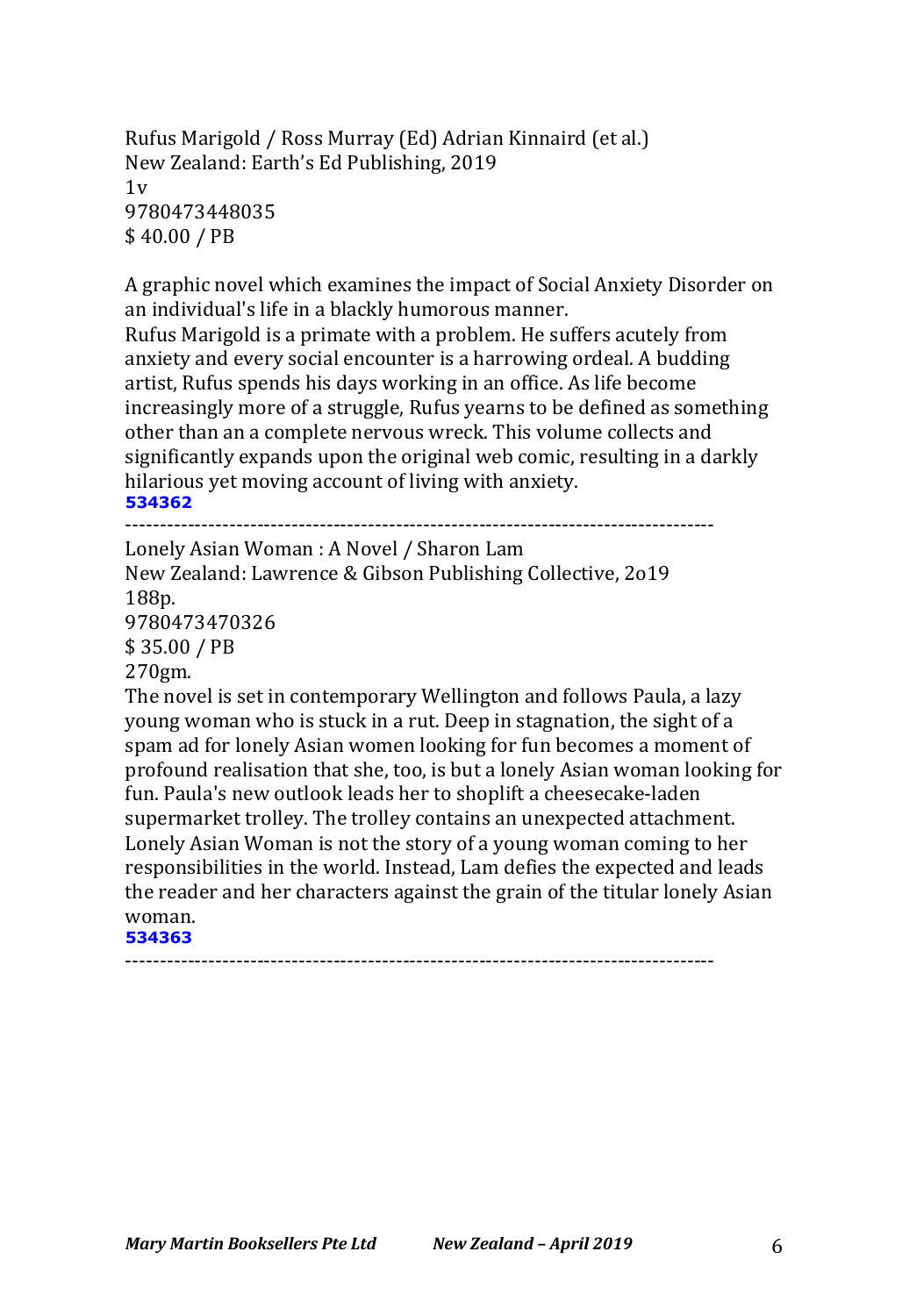Rufus Marigold / Ross Murray (Ed) Adrian Kinnaird (et al.)
New Zealand: Earth's Ed Publishing, 2019
1v
9780473448035
$ 40.00 / PB

A graphic novel which examines the impact of Social Anxiety Disorder on an individual's life in a blackly humorous manner.
Rufus Marigold is a primate with a problem. He suffers acutely from anxiety and every social encounter is a harrowing ordeal. A budding artist, Rufus spends his days working in an office. As life become increasingly more of a struggle, Rufus yearns to be defined as something other than an a complete nervous wreck. This volume collects and significantly expands upon the original web comic, resulting in a darkly hilarious yet moving account of living with anxiety.
**534362**

-----------------------------------------------------------------------------------

Lonely Asian Woman : A Novel / Sharon Lam
New Zealand: Lawrence & Gibson Publishing Collective, 2o19
188p.
9780473470326
$ 35.00 / PB
270gm.
The novel is set in contemporary Wellington and follows Paula, a lazy young woman who is stuck in a rut. Deep in stagnation, the sight of a spam ad for lonely Asian women looking for fun becomes a moment of profound realisation that she, too, is but a lonely Asian woman looking for fun. Paula's new outlook leads her to shoplift a cheesecake-laden supermarket trolley. The trolley contains an unexpected attachment. Lonely Asian Woman is not the story of a young woman coming to her responsibilities in the world. Instead, Lam defies the expected and leads the reader and her characters against the grain of the titular lonely Asian woman.
**534363**

-----------------------------------------------------------------------------------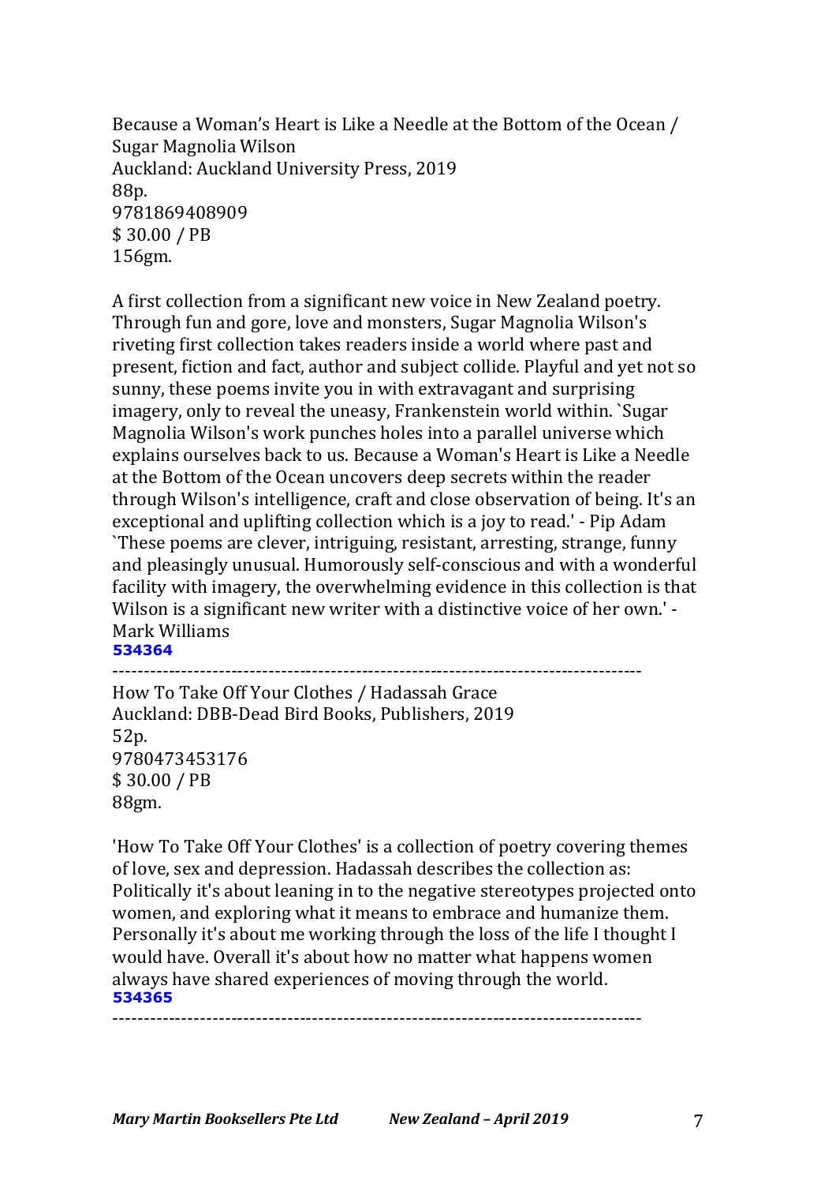Because a Woman's Heart is Like a Needle at the Bottom of the Ocean / Sugar Magnolia Wilson
Auckland: Auckland University Press, 2019
88p.
9781869408909
$ 30.00 / PB
156gm.

A first collection from a significant new voice in New Zealand poetry. Through fun and gore, love and monsters, Sugar Magnolia Wilson's riveting first collection takes readers inside a world where past and present, fiction and fact, author and subject collide. Playful and yet not so sunny, these poems invite you in with extravagant and surprising imagery, only to reveal the uneasy, Frankenstein world within. `Sugar Magnolia Wilson's work punches holes into a parallel universe which explains ourselves back to us. Because a Woman's Heart is Like a Needle at the Bottom of the Ocean uncovers deep secrets within the reader through Wilson's intelligence, craft and close observation of being. It's an exceptional and uplifting collection which is a joy to read.' - Pip Adam `These poems are clever, intriguing, resistant, arresting, strange, funny and pleasingly unusual. Humorously self-conscious and with a wonderful facility with imagery, the overwhelming evidence in this collection is that Wilson is a significant new writer with a distinctive voice of her own.' - Mark Williams
**534364**

---

How To Take Off Your Clothes / Hadassah Grace
Auckland: DBB-Dead Bird Books, Publishers, 2019
52p.
9780473453176
$ 30.00 / PB
88gm.

'How To Take Off Your Clothes' is a collection of poetry covering themes of love, sex and depression. Hadassah describes the collection as: Politically it's about leaning in to the negative stereotypes projected onto women, and exploring what it means to embrace and humanize them. Personally it's about me working through the loss of the life I thought I would have. Overall it's about how no matter what happens women always have shared experiences of moving through the world.
**534365**

---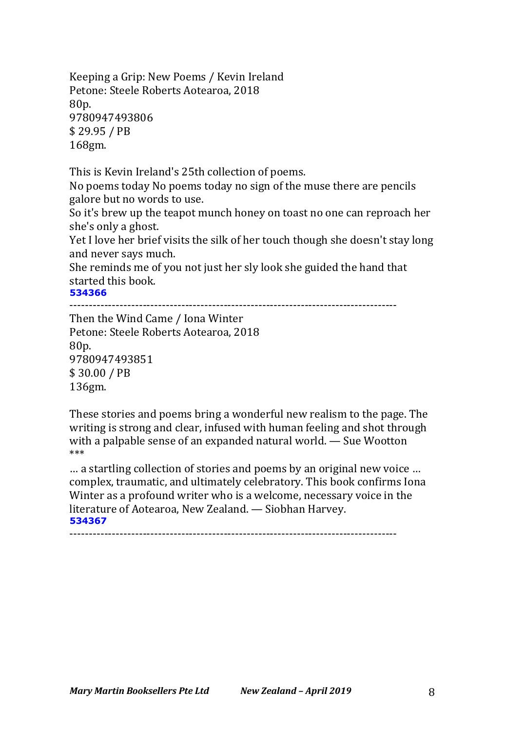Keeping a Grip: New Poems / Kevin Ireland
Petone: Steele Roberts Aotearoa, 2018
80p.
9780947493806
$ 29.95 / PB
168gm.

This is Kevin Ireland's 25th collection of poems.
No poems today No poems today no sign of the muse there are pencils galore but no words to use.
So it's brew up the teapot munch honey on toast no one can reproach her she's only a ghost.
Yet I love her brief visits the silk of her touch though she doesn't stay long and never says much.
She reminds me of you not just her sly look she guided the hand that started this book.
**534366**

-----------------------------------------------------------------------------------

Then the Wind Came / Iona Winter
Petone: Steele Roberts Aotearoa, 2018
80p.
9780947493851
$ 30.00 / PB
136gm.

These stories and poems bring a wonderful new realism to the page. The writing is strong and clear, infused with human feeling and shot through with a palpable sense of an expanded natural world. — Sue Wootton
***
… a startling collection of stories and poems by an original new voice … complex, traumatic, and ultimately celebratory. This book confirms Iona Winter as a profound writer who is a welcome, necessary voice in the literature of Aotearoa, New Zealand. — Siobhan Harvey.
**534367**

-----------------------------------------------------------------------------------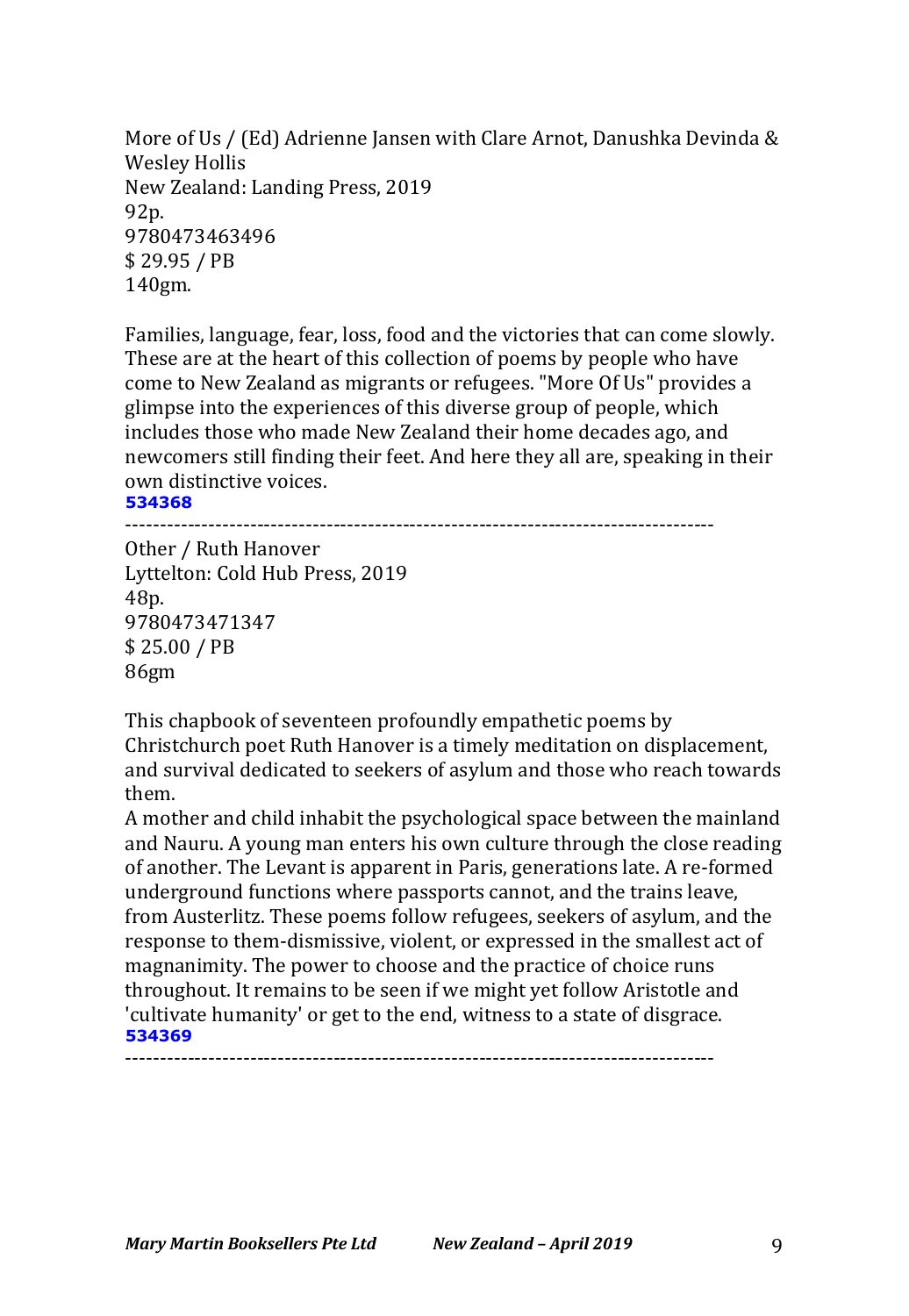More of Us / (Ed) Adrienne Jansen with Clare Arnot, Danushka Devinda & Wesley Hollis
New Zealand: Landing Press, 2019
92p.
9780473463496
$ 29.95 / PB
140gm.

Families, language, fear, loss, food and the victories that can come slowly. These are at the heart of this collection of poems by people who have come to New Zealand as migrants or refugees. "More Of Us" provides a glimpse into the experiences of this diverse group of people, which includes those who made New Zealand their home decades ago, and newcomers still finding their feet. And here they all are, speaking in their own distinctive voices.
**534368**

-----------------------------------------------------------------------------------

Other / Ruth Hanover
Lyttelton: Cold Hub Press, 2019
48p.
9780473471347
$ 25.00 / PB
86gm

This chapbook of seventeen profoundly empathetic poems by Christchurch poet Ruth Hanover is a timely meditation on displacement, and survival dedicated to seekers of asylum and those who reach towards them.
A mother and child inhabit the psychological space between the mainland and Nauru. A young man enters his own culture through the close reading of another. The Levant is apparent in Paris, generations late. A re-formed underground functions where passports cannot, and the trains leave, from Austerlitz. These poems follow refugees, seekers of asylum, and the response to them-dismissive, violent, or expressed in the smallest act of magnanimity. The power to choose and the practice of choice runs throughout. It remains to be seen if we might yet follow Aristotle and 'cultivate humanity' or get to the end, witness to a state of disgrace.
**534369**

-----------------------------------------------------------------------------------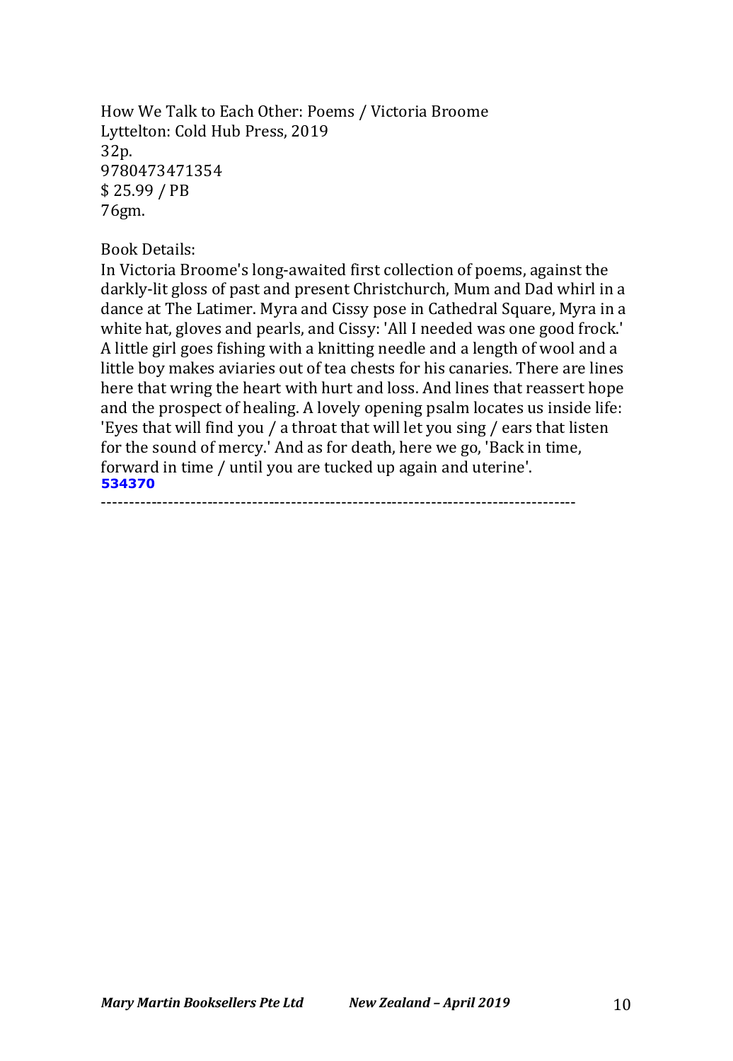How We Talk to Each Other: Poems / Victoria Broome
Lyttelton: Cold Hub Press, 2019
32p.
9780473471354
$ 25.99 / PB
76gm.

Book Details:
In Victoria Broome's long-awaited first collection of poems, against the darkly-lit gloss of past and present Christchurch, Mum and Dad whirl in a dance at The Latimer. Myra and Cissy pose in Cathedral Square, Myra in a white hat, gloves and pearls, and Cissy: 'All I needed was one good frock.' A little girl goes fishing with a knitting needle and a length of wool and a little boy makes aviaries out of tea chests for his canaries. There are lines here that wring the heart with hurt and loss. And lines that reassert hope and the prospect of healing. A lovely opening psalm locates us inside life: 'Eyes that will find you / a throat that will let you sing / ears that listen for the sound of mercy.' And as for death, here we go, 'Back in time, forward in time / until you are tucked up again and uterine'.
**534370**

-----------------------------------------------------------------------------------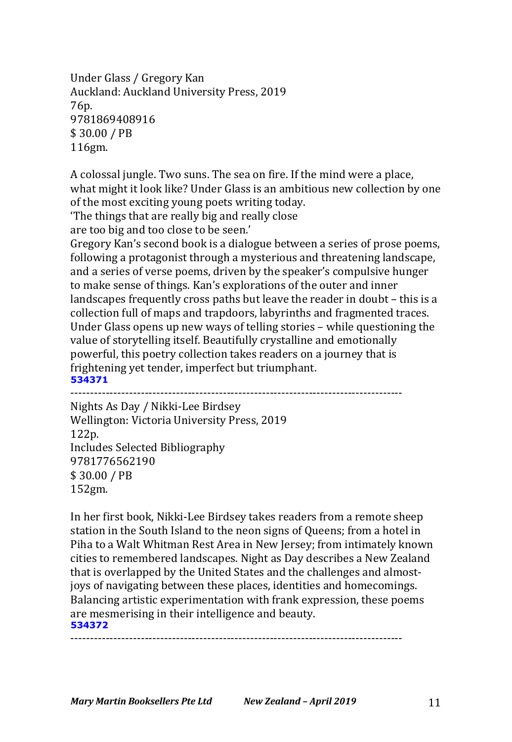Under Glass / Gregory Kan
Auckland: Auckland University Press, 2019
76p.
9781869408916
$ 30.00 / PB
116gm.

A colossal jungle. Two suns. The sea on fire. If the mind were a place, what might it look like? Under Glass is an ambitious new collection by one of the most exciting young poets writing today.
'The things that are really big and really close
are too big and too close to be seen.'
Gregory Kan's second book is a dialogue between a series of prose poems, following a protagonist through a mysterious and threatening landscape, and a series of verse poems, driven by the speaker's compulsive hunger to make sense of things. Kan's explorations of the outer and inner landscapes frequently cross paths but leave the reader in doubt – this is a collection full of maps and trapdoors, labyrinths and fragmented traces. Under Glass opens up new ways of telling stories – while questioning the value of storytelling itself. Beautifully crystalline and emotionally powerful, this poetry collection takes readers on a journey that is frightening yet tender, imperfect but triumphant.
**534371**

---

Nights As Day / Nikki-Lee Birdsey
Wellington: Victoria University Press, 2019
122p.
Includes Selected Bibliography
9781776562190
$ 30.00 / PB
152gm.

In her first book, Nikki-Lee Birdsey takes readers from a remote sheep station in the South Island to the neon signs of Queens; from a hotel in Piha to a Walt Whitman Rest Area in New Jersey; from intimately known cities to remembered landscapes. Night as Day describes a New Zealand that is overlapped by the United States and the challenges and almost-joys of navigating between these places, identities and homecomings. Balancing artistic experimentation with frank expression, these poems are mesmerising in their intelligence and beauty.
**534372**

---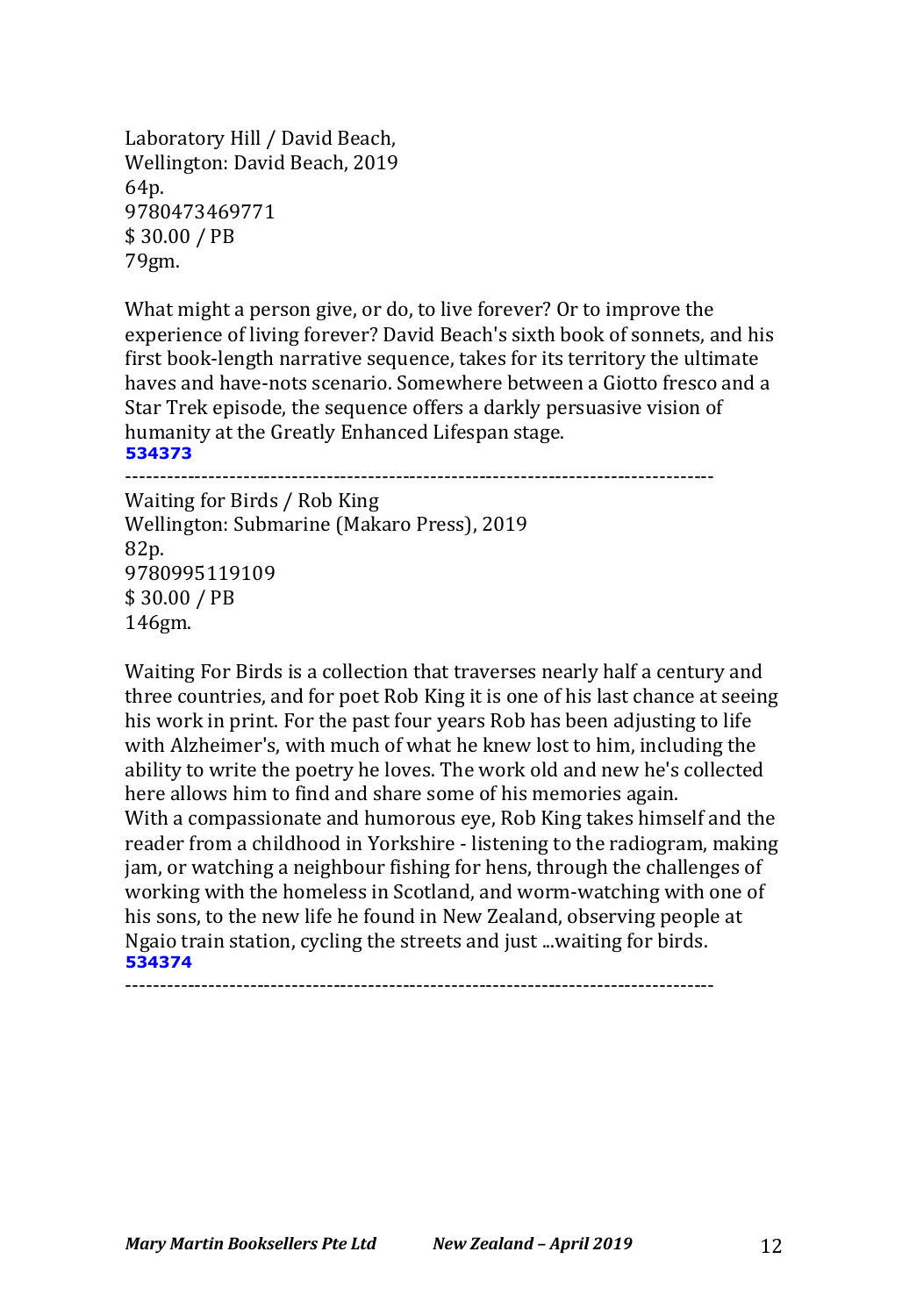Laboratory Hill / David Beach,
Wellington: David Beach, 2019
64p.
9780473469771
$ 30.00 / PB
79gm.

What might a person give, or do, to live forever? Or to improve the experience of living forever? David Beach's sixth book of sonnets, and his first book-length narrative sequence, takes for its territory the ultimate haves and have-nots scenario. Somewhere between a Giotto fresco and a Star Trek episode, the sequence offers a darkly persuasive vision of humanity at the Greatly Enhanced Lifespan stage.
**534373**

---

Waiting for Birds / Rob King
Wellington: Submarine (Makaro Press), 2019
82p.
9780995119109
$ 30.00 / PB
146gm.

Waiting For Birds is a collection that traverses nearly half a century and three countries, and for poet Rob King it is one of his last chance at seeing his work in print. For the past four years Rob has been adjusting to life with Alzheimer's, with much of what he knew lost to him, including the ability to write the poetry he loves. The work old and new he's collected here allows him to find and share some of his memories again.
With a compassionate and humorous eye, Rob King takes himself and the reader from a childhood in Yorkshire - listening to the radiogram, making jam, or watching a neighbour fishing for hens, through the challenges of working with the homeless in Scotland, and worm-watching with one of his sons, to the new life he found in New Zealand, observing people at Ngaio train station, cycling the streets and just ...waiting for birds.
**534374**

---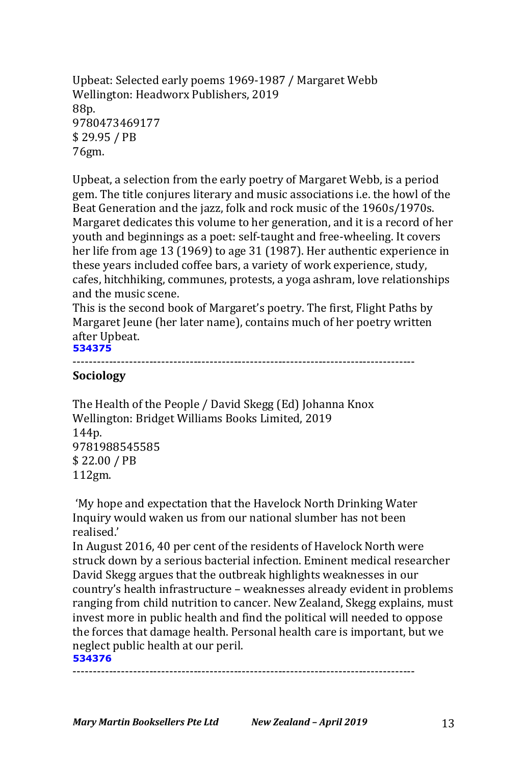Upbeat: Selected early poems 1969-1987 / Margaret Webb
Wellington: Headworx Publishers, 2019
88p.
9780473469177
$ 29.95 / PB
76gm.

Upbeat, a selection from the early poetry of Margaret Webb, is a period gem. The title conjures literary and music associations i.e. the howl of the Beat Generation and the jazz, folk and rock music of the 1960s/1970s. Margaret dedicates this volume to her generation, and it is a record of her youth and beginnings as a poet: self-taught and free-wheeling. It covers her life from age 13 (1969) to age 31 (1987). Her authentic experience in these years included coffee bars, a variety of work experience, study, cafes, hitchhiking, communes, protests, a yoga ashram, love relationships and the music scene.
This is the second book of Margaret's poetry. The first, Flight Paths by Margaret Jeune (her later name), contains much of her poetry written after Upbeat.
**534375**

-----------------------------------------------------------------------------------

## Sociology

The Health of the People / David Skegg (Ed) Johanna Knox
Wellington: Bridget Williams Books Limited, 2019
144p.
9781988545585
$ 22.00 / PB
112gm.

'My hope and expectation that the Havelock North Drinking Water Inquiry would waken us from our national slumber has not been realised.'
In August 2016, 40 per cent of the residents of Havelock North were struck down by a serious bacterial infection. Eminent medical researcher David Skegg argues that the outbreak highlights weaknesses in our country's health infrastructure – weaknesses already evident in problems ranging from child nutrition to cancer. New Zealand, Skegg explains, must invest more in public health and find the political will needed to oppose the forces that damage health. Personal health care is important, but we neglect public health at our peril.
**534376**

-----------------------------------------------------------------------------------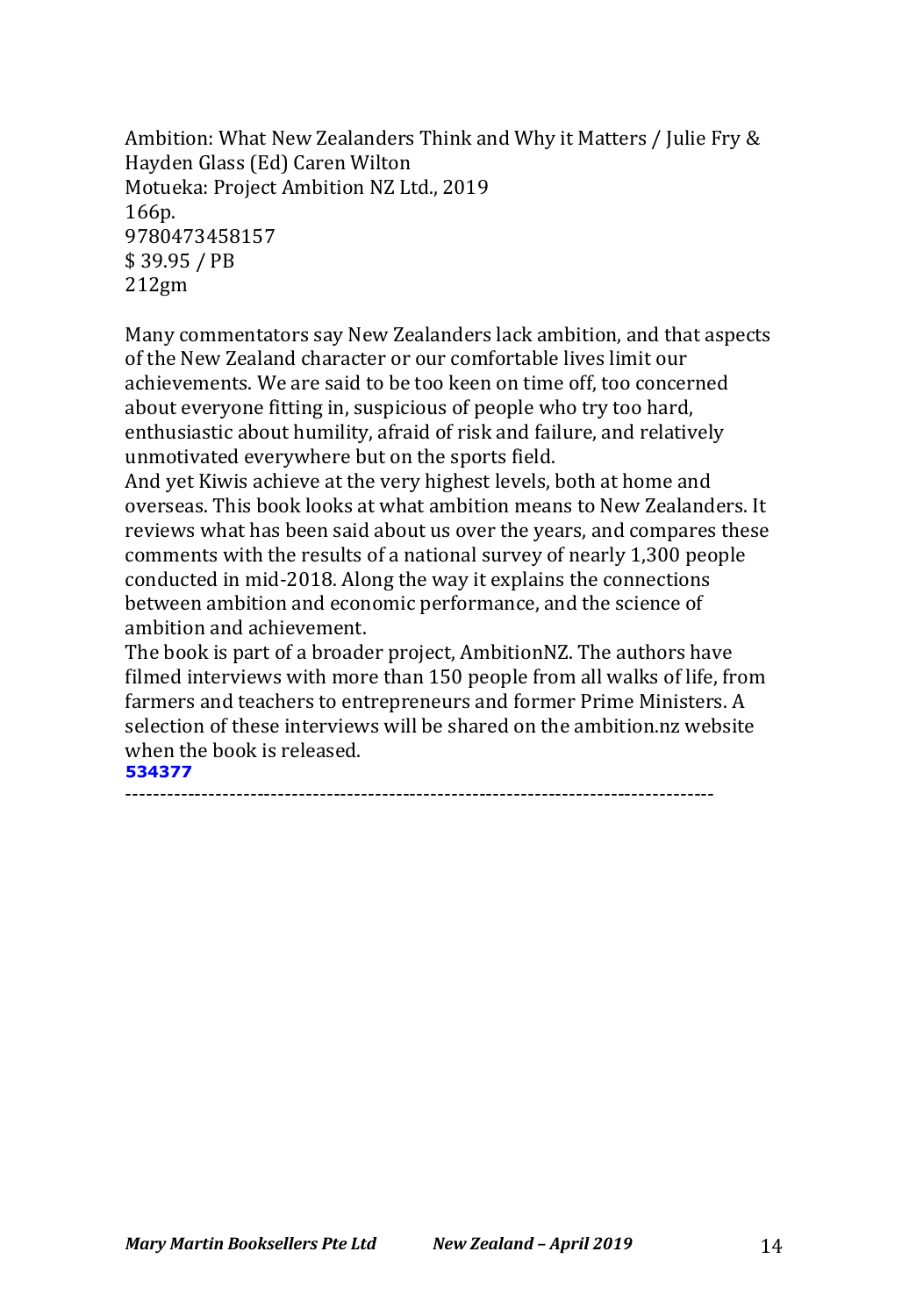Ambition: What New Zealanders Think and Why it Matters / Julie Fry & Hayden Glass (Ed) Caren Wilton
Motueka: Project Ambition NZ Ltd., 2019
166p.
9780473458157
$ 39.95 / PB
212gm

Many commentators say New Zealanders lack ambition, and that aspects of the New Zealand character or our comfortable lives limit our achievements. We are said to be too keen on time off, too concerned about everyone fitting in, suspicious of people who try too hard, enthusiastic about humility, afraid of risk and failure, and relatively unmotivated everywhere but on the sports field.
And yet Kiwis achieve at the very highest levels, both at home and overseas. This book looks at what ambition means to New Zealanders. It reviews what has been said about us over the years, and compares these comments with the results of a national survey of nearly 1,300 people conducted in mid-2018. Along the way it explains the connections between ambition and economic performance, and the science of ambition and achievement.
The book is part of a broader project, AmbitionNZ. The authors have filmed interviews with more than 150 people from all walks of life, from farmers and teachers to entrepreneurs and former Prime Ministers. A selection of these interviews will be shared on the ambition.nz website when the book is released.
**534377**

-----------------------------------------------------------------------------------